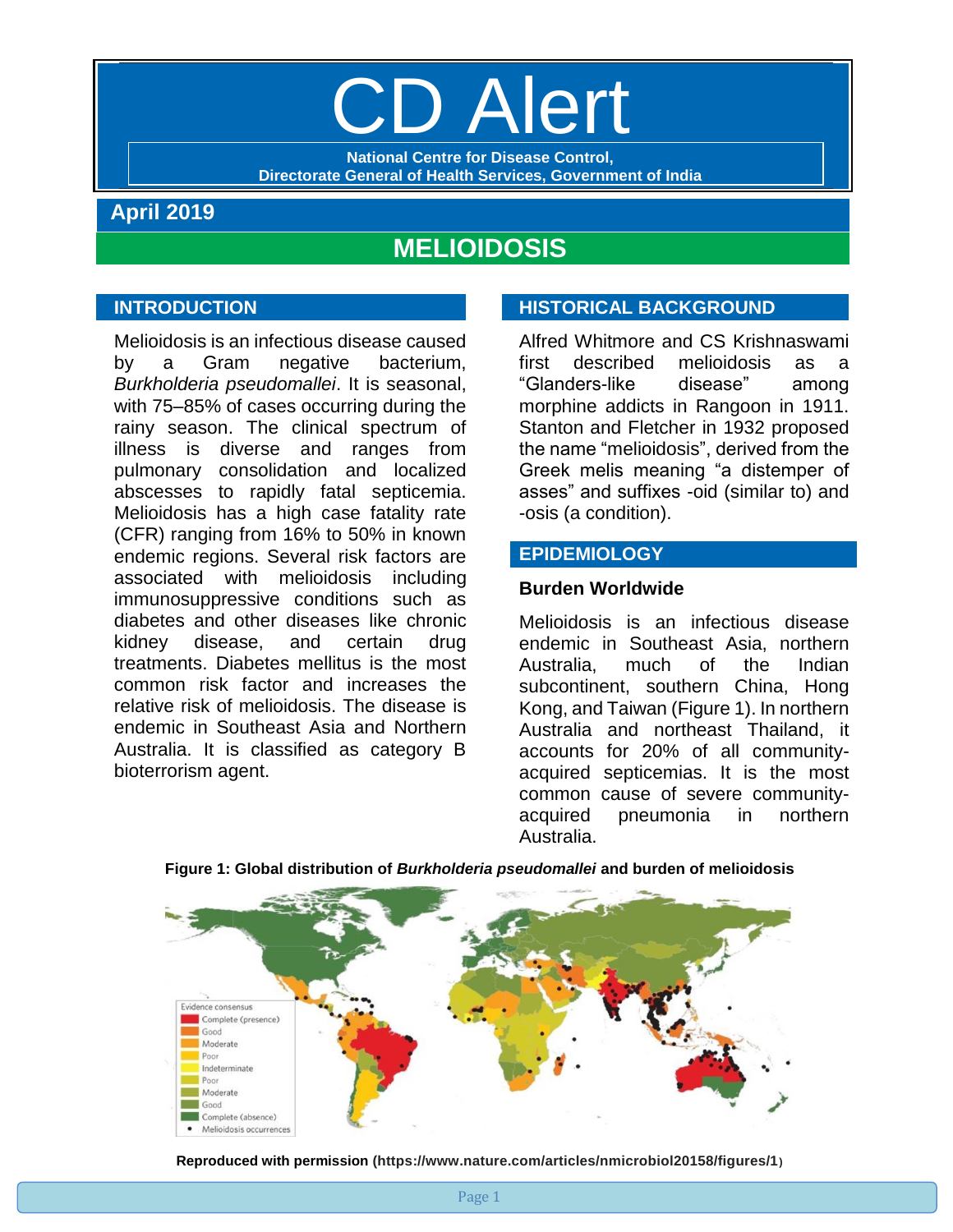# CD Alert

**National Centre for Disease Control,**
**Directorate General of Health Services, Government of India**

**April 2019**

## MELIOIDOSIS

### INTRODUCTION

Melioidosis is an infectious disease caused by a Gram negative bacterium, *Burkholderia pseudomallei*. It is seasonal, with 75–85% of cases occurring during the rainy season. The clinical spectrum of illness is diverse and ranges from pulmonary consolidation and localized abscesses to rapidly fatal septicemia. Melioidosis has a high case fatality rate (CFR) ranging from 16% to 50% in known endemic regions. Several risk factors are associated with melioidosis including immunosuppressive conditions such as diabetes and other diseases like chronic kidney disease, and certain drug treatments. Diabetes mellitus is the most common risk factor and increases the relative risk of melioidosis. The disease is endemic in Southeast Asia and Northern Australia. It is classified as category B bioterrorism agent.

### HISTORICAL BACKGROUND

Alfred Whitmore and CS Krishnaswami first described melioidosis as a "Glanders-like disease" among morphine addicts in Rangoon in 1911. Stanton and Fletcher in 1932 proposed the name "melioidosis", derived from the Greek melis meaning "a distemper of asses" and suffixes -oid (similar to) and -osis (a condition).

### EPIDEMIOLOGY

#### Burden Worldwide

Melioidosis is an infectious disease endemic in Southeast Asia, northern Australia, much of the Indian subcontinent, southern China, Hong Kong, and Taiwan (Figure 1). In northern Australia and northeast Thailand, it accounts for 20% of all community-acquired septicemias. It is the most common cause of severe community-acquired pneumonia in northern Australia.

**Figure 1: Global distribution of *Burkholderia pseudomallei* and burden of melioidosis**

**Reproduced with permission (https://www.nature.com/articles/nmicrobiol20158/figures/1)**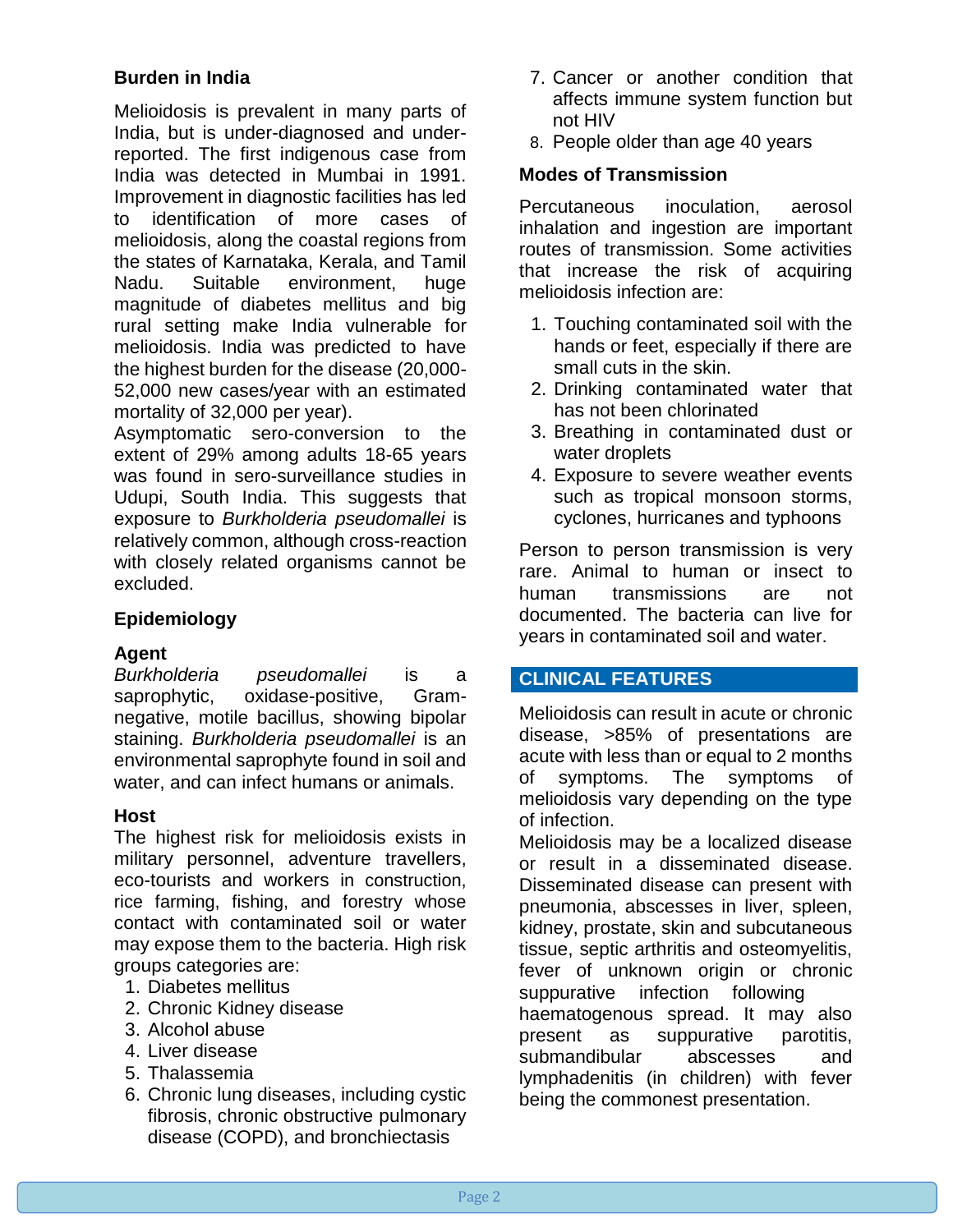## Burden in India

Melioidosis is prevalent in many parts of India, but is under-diagnosed and under-reported. The first indigenous case from India was detected in Mumbai in 1991. Improvement in diagnostic facilities has led to identification of more cases of melioidosis, along the coastal regions from the states of Karnataka, Kerala, and Tamil Nadu. Suitable environment, huge magnitude of diabetes mellitus and big rural setting make India vulnerable for melioidosis. India was predicted to have the highest burden for the disease (20,000-52,000 new cases/year with an estimated mortality of 32,000 per year).
Asymptomatic sero-conversion to the extent of 29% among adults 18-65 years was found in sero-surveillance studies in Udupi, South India. This suggests that exposure to *Burkholderia pseudomallei* is relatively common, although cross-reaction with closely related organisms cannot be excluded.

## Epidemiology

### Agent

*Burkholderia pseudomallei* is a saprophytic, oxidase-positive, Gram-negative, motile bacillus, showing bipolar staining. *Burkholderia pseudomallei* is an environmental saprophyte found in soil and water, and can infect humans or animals.

### Host

The highest risk for melioidosis exists in military personnel, adventure travellers, eco-tourists and workers in construction, rice farming, fishing, and forestry whose contact with contaminated soil or water may expose them to the bacteria. High risk groups categories are:

1. Diabetes mellitus
2. Chronic Kidney disease
3. Alcohol abuse
4. Liver disease
5. Thalassemia
6. Chronic lung diseases, including cystic fibrosis, chronic obstructive pulmonary disease (COPD), and bronchiectasis
7. Cancer or another condition that affects immune system function but not HIV
8. People older than age 40 years

### Modes of Transmission

Percutaneous inoculation, aerosol inhalation and ingestion are important routes of transmission. Some activities that increase the risk of acquiring melioidosis infection are:

1. Touching contaminated soil with the hands or feet, especially if there are small cuts in the skin.
2. Drinking contaminated water that has not been chlorinated
3. Breathing in contaminated dust or water droplets
4. Exposure to severe weather events such as tropical monsoon storms, cyclones, hurricanes and typhoons

Person to person transmission is very rare. Animal to human or insect to human transmissions are not documented. The bacteria can live for years in contaminated soil and water.

## CLINICAL FEATURES

Melioidosis can result in acute or chronic disease, >85% of presentations are acute with less than or equal to 2 months of symptoms. The symptoms of melioidosis vary depending on the type of infection.
Melioidosis may be a localized disease or result in a disseminated disease. Disseminated disease can present with pneumonia, abscesses in liver, spleen, kidney, prostate, skin and subcutaneous tissue, septic arthritis and osteomyelitis, fever of unknown origin or chronic suppurative infection following haematogenous spread. It may also present as suppurative parotitis, submandibular abscesses and lymphadenitis (in children) with fever being the commonest presentation.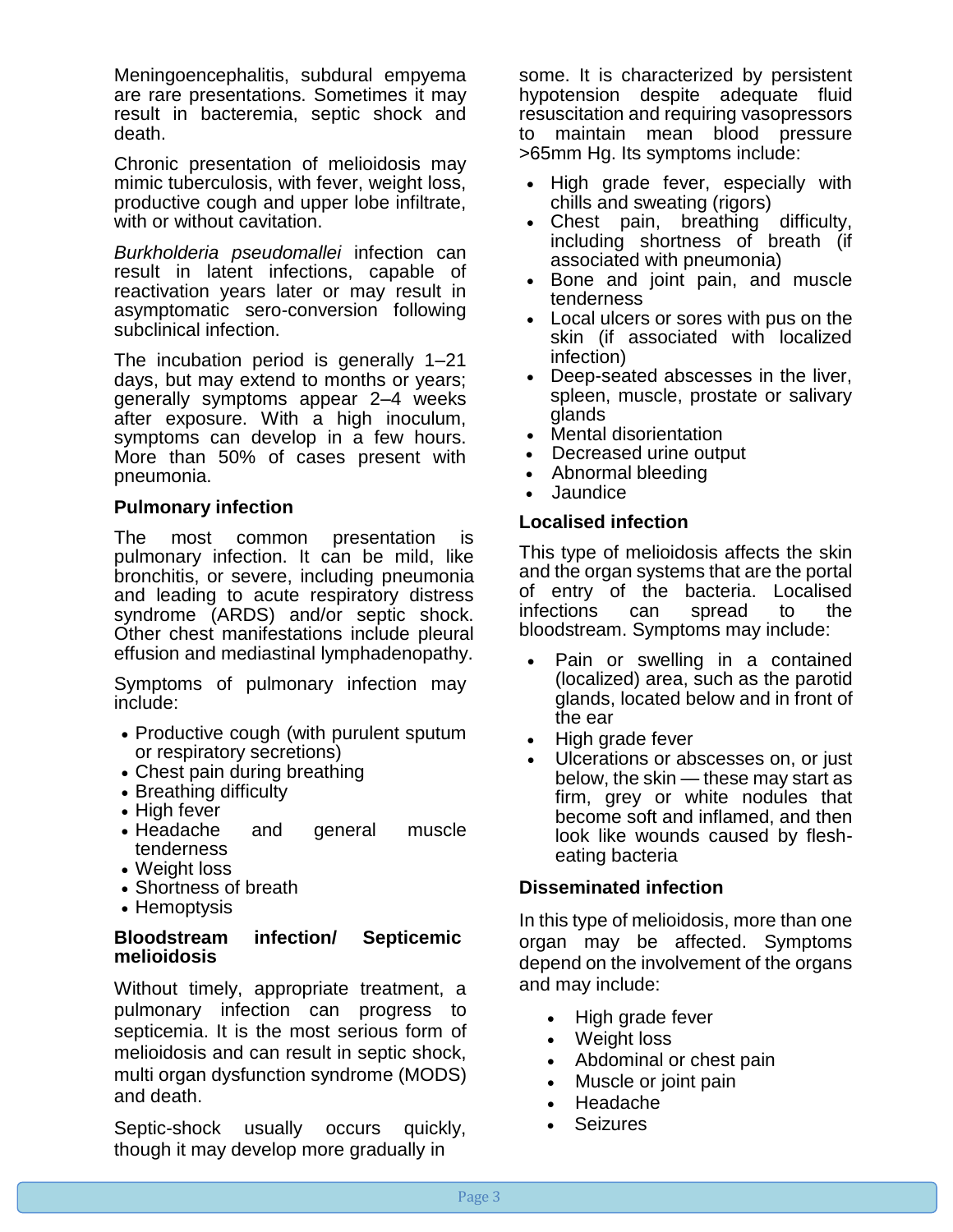Meningoencephalitis, subdural empyema are rare presentations. Sometimes it may result in bacteremia, septic shock and death.

Chronic presentation of melioidosis may mimic tuberculosis, with fever, weight loss, productive cough and upper lobe infiltrate, with or without cavitation.

*Burkholderia pseudomallei* infection can result in latent infections, capable of reactivation years later or may result in asymptomatic sero-conversion following subclinical infection.

The incubation period is generally 1–21 days, but may extend to months or years; generally symptoms appear 2–4 weeks after exposure. With a high inoculum, symptoms can develop in a few hours. More than 50% of cases present with pneumonia.

**Pulmonary infection**

The most common presentation is pulmonary infection. It can be mild, like bronchitis, or severe, including pneumonia and leading to acute respiratory distress syndrome (ARDS) and/or septic shock. Other chest manifestations include pleural effusion and mediastinal lymphadenopathy.

Symptoms of pulmonary infection may include:

- Productive cough (with purulent sputum or respiratory secretions)
- Chest pain during breathing
- Breathing difficulty
- High fever
- Headache and general muscle tenderness
- Weight loss
- Shortness of breath
- Hemoptysis

**Bloodstream infection/ Septicemic melioidosis**

Without timely, appropriate treatment, a pulmonary infection can progress to septicemia. It is the most serious form of melioidosis and can result in septic shock, multi organ dysfunction syndrome (MODS) and death.

Septic-shock usually occurs quickly, though it may develop more gradually in some. It is characterized by persistent hypotension despite adequate fluid resuscitation and requiring vasopressors to maintain mean blood pressure >65mm Hg. Its symptoms include:

- High grade fever, especially with chills and sweating (rigors)
- Chest pain, breathing difficulty, including shortness of breath (if associated with pneumonia)
- Bone and joint pain, and muscle tenderness
- Local ulcers or sores with pus on the skin (if associated with localized infection)
- Deep-seated abscesses in the liver, spleen, muscle, prostate or salivary glands
- Mental disorientation
- Decreased urine output
- Abnormal bleeding
- Jaundice

**Localised infection**

This type of melioidosis affects the skin and the organ systems that are the portal of entry of the bacteria. Localised infections can spread to the bloodstream. Symptoms may include:

- Pain or swelling in a contained (localized) area, such as the parotid glands, located below and in front of the ear
- High grade fever
- Ulcerations or abscesses on, or just below, the skin — these may start as firm, grey or white nodules that become soft and inflamed, and then look like wounds caused by flesh-eating bacteria

**Disseminated infection**

In this type of melioidosis, more than one organ may be affected. Symptoms depend on the involvement of the organs and may include:

- High grade fever
- Weight loss
- Abdominal or chest pain
- Muscle or joint pain
- Headache
- Seizures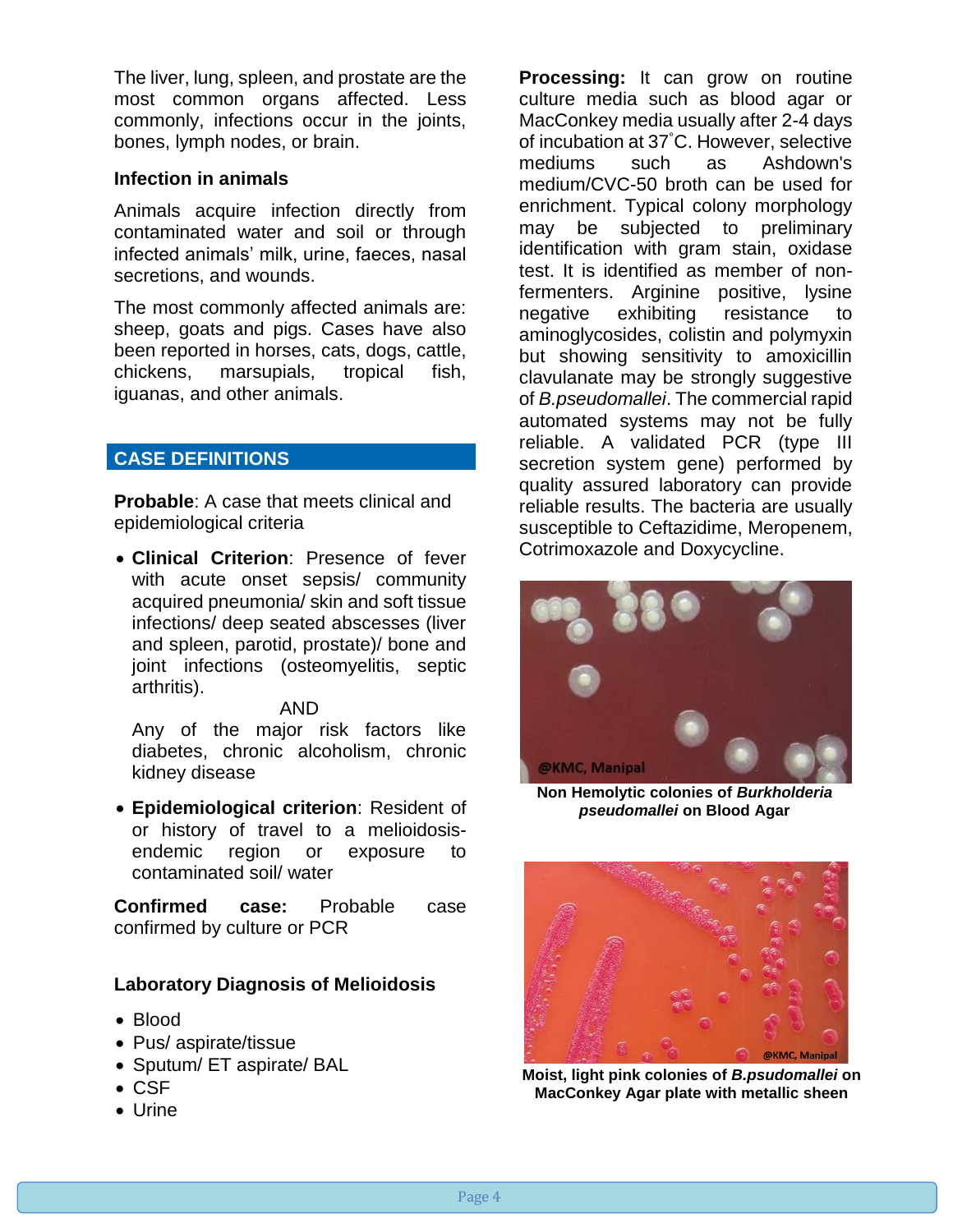The liver, lung, spleen, and prostate are the most common organs affected. Less commonly, infections occur in the joints, bones, lymph nodes, or brain.

### Infection in animals

Animals acquire infection directly from contaminated water and soil or through infected animals' milk, urine, faeces, nasal secretions, and wounds.

The most commonly affected animals are: sheep, goats and pigs. Cases have also been reported in horses, cats, dogs, cattle, chickens, marsupials, tropical fish, iguanas, and other animals.

## CASE DEFINITIONS

**Probable**: A case that meets clinical and epidemiological criteria

- **Clinical Criterion**: Presence of fever with acute onset sepsis/ community acquired pneumonia/ skin and soft tissue infections/ deep seated abscesses (liver and spleen, parotid, prostate)/ bone and joint infections (osteomyelitis, septic arthritis).

  AND

  Any of the major risk factors like diabetes, chronic alcoholism, chronic kidney disease

- **Epidemiological criterion**: Resident of or history of travel to a melioidosis-endemic region or exposure to contaminated soil/ water

**Confirmed case:** Probable case confirmed by culture or PCR

### Laboratory Diagnosis of Melioidosis

- Blood
- Pus/ aspirate/tissue
- Sputum/ ET aspirate/ BAL
- CSF
- Urine

**Processing:** It can grow on routine culture media such as blood agar or MacConkey media usually after 2-4 days of incubation at 37˚C. However, selective mediums such as Ashdown's medium/CVC-50 broth can be used for enrichment. Typical colony morphology may be subjected to preliminary identification with gram stain, oxidase test. It is identified as member of non-fermenters. Arginine positive, lysine negative exhibiting resistance to aminoglycosides, colistin and polymyxin but showing sensitivity to amoxicillin clavulanate may be strongly suggestive of *B.pseudomallei*. The commercial rapid automated systems may not be fully reliable. A validated PCR (type III secretion system gene) performed by quality assured laboratory can provide reliable results. The bacteria are usually susceptible to Ceftazidime, Meropenem, Cotrimoxazole and Doxycycline.

**Non Hemolytic colonies of *Burkholderia pseudomallei* on Blood Agar**

**Moist, light pink colonies of *B.psudomallei* on MacConkey Agar plate with metallic sheen**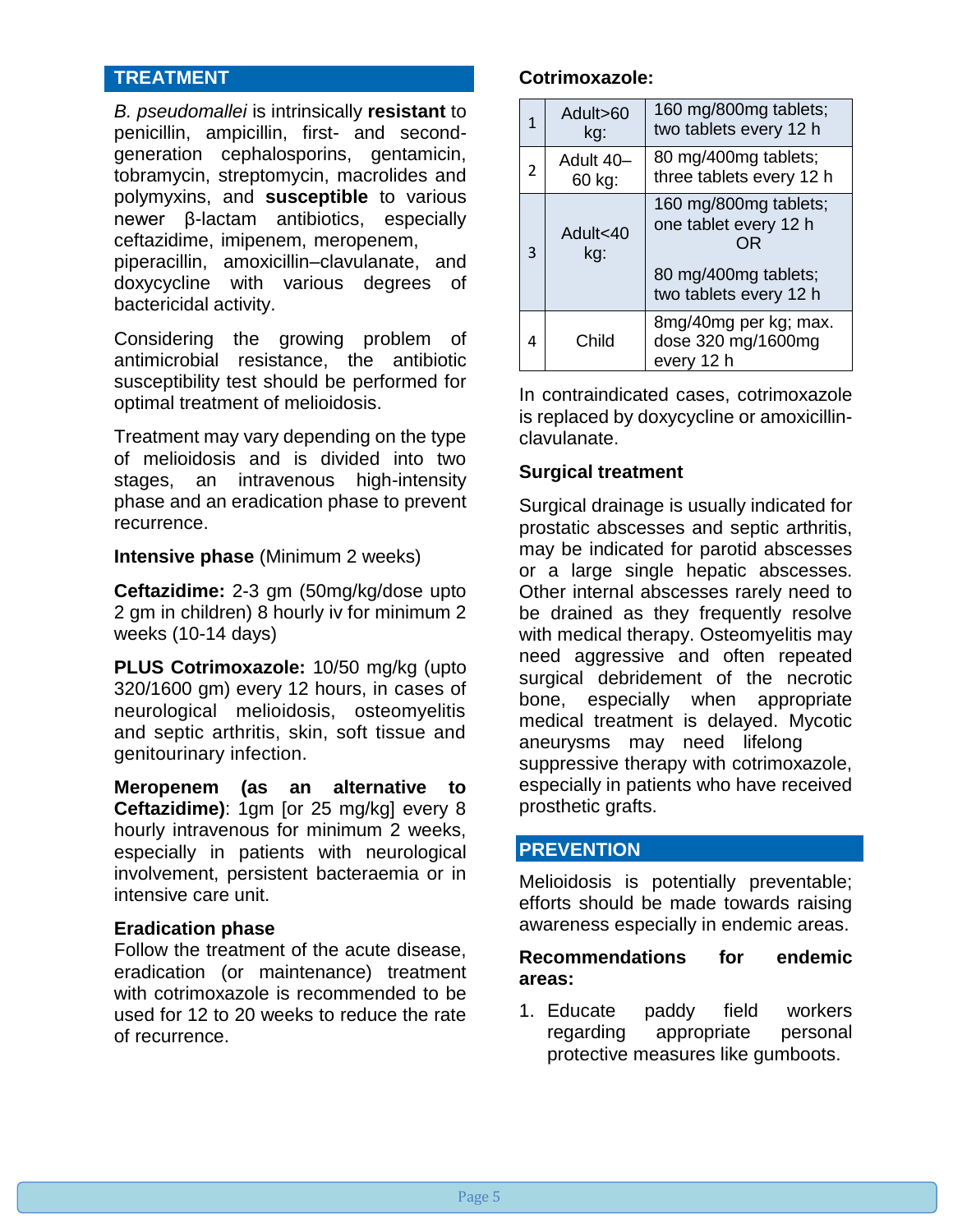## TREATMENT

*B. pseudomallei* is intrinsically **resistant** to penicillin, ampicillin, first- and second-generation cephalosporins, gentamicin, tobramycin, streptomycin, macrolides and polymyxins, and **susceptible** to various newer β-lactam antibiotics, especially ceftazidime, imipenem, meropenem, piperacillin, amoxicillin–clavulanate, and doxycycline with various degrees of bactericidal activity.

Considering the growing problem of antimicrobial resistance, the antibiotic susceptibility test should be performed for optimal treatment of melioidosis.

Treatment may vary depending on the type of melioidosis and is divided into two stages, an intravenous high-intensity phase and an eradication phase to prevent recurrence.

**Intensive phase** (Minimum 2 weeks)

**Ceftazidime:** 2-3 gm (50mg/kg/dose upto 2 gm in children) 8 hourly iv for minimum 2 weeks (10-14 days)

**PLUS Cotrimoxazole:** 10/50 mg/kg (upto 320/1600 gm) every 12 hours, in cases of neurological melioidosis, osteomyelitis and septic arthritis, skin, soft tissue and genitourinary infection.

**Meropenem (as an alternative to Ceftazidime)**: 1gm [or 25 mg/kg] every 8 hourly intravenous for minimum 2 weeks, especially in patients with neurological involvement, persistent bacteraemia or in intensive care unit.

**Eradication phase**

Follow the treatment of the acute disease, eradication (or maintenance) treatment with cotrimoxazole is recommended to be used for 12 to 20 weeks to reduce the rate of recurrence.

**Cotrimoxazole:**

| | | |
|---|---|---|
| 1 | Adult>60 kg: | 160 mg/800mg tablets; two tablets every 12 h |
| 2 | Adult 40–60 kg: | 80 mg/400mg tablets; three tablets every 12 h |
| 3 | Adult<40 kg: | 160 mg/800mg tablets; one tablet every 12 h OR 80 mg/400mg tablets; two tablets every 12 h |
| 4 | Child | 8mg/40mg per kg; max. dose 320 mg/1600mg every 12 h |

In contraindicated cases, cotrimoxazole is replaced by doxycycline or amoxicillin-clavulanate.

**Surgical treatment**

Surgical drainage is usually indicated for prostatic abscesses and septic arthritis, may be indicated for parotid abscesses or a large single hepatic abscesses. Other internal abscesses rarely need to be drained as they frequently resolve with medical therapy. Osteomyelitis may need aggressive and often repeated surgical debridement of the necrotic bone, especially when appropriate medical treatment is delayed. Mycotic aneurysms may need lifelong suppressive therapy with cotrimoxazole, especially in patients who have received prosthetic grafts.

## PREVENTION

Melioidosis is potentially preventable; efforts should be made towards raising awareness especially in endemic areas.

**Recommendations for endemic areas:**

1. Educate paddy field workers regarding appropriate personal protective measures like gumboots.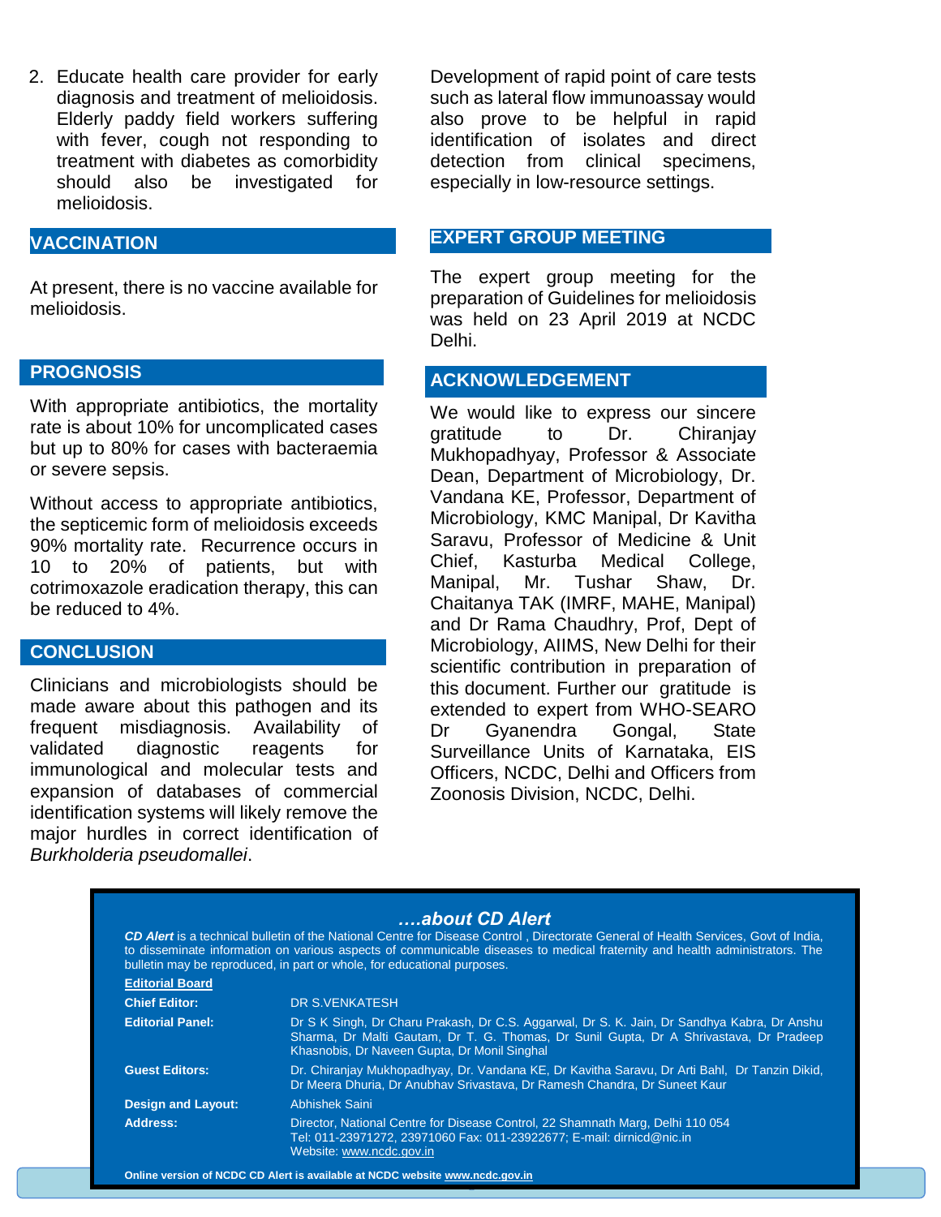2. Educate health care provider for early diagnosis and treatment of melioidosis. Elderly paddy field workers suffering with fever, cough not responding to treatment with diabetes as comorbidity should also be investigated for melioidosis.

## VACCINATION

At present, there is no vaccine available for melioidosis.

## PROGNOSIS

With appropriate antibiotics, the mortality rate is about 10% for uncomplicated cases but up to 80% for cases with bacteraemia or severe sepsis.

Without access to appropriate antibiotics, the septicemic form of melioidosis exceeds 90% mortality rate. Recurrence occurs in 10 to 20% of patients, but with cotrimoxazole eradication therapy, this can be reduced to 4%.

## CONCLUSION

Clinicians and microbiologists should be made aware about this pathogen and its frequent misdiagnosis. Availability of validated diagnostic reagents for immunological and molecular tests and expansion of databases of commercial identification systems will likely remove the major hurdles in correct identification of *Burkholderia pseudomallei*.

Development of rapid point of care tests such as lateral flow immunoassay would also prove to be helpful in rapid identification of isolates and direct detection from clinical specimens, especially in low-resource settings.

## EXPERT GROUP MEETING

The expert group meeting for the preparation of Guidelines for melioidosis was held on 23 April 2019 at NCDC Delhi.

## ACKNOWLEDGEMENT

We would like to express our sincere gratitude to Dr. Chiranjay Mukhopadhyay, Professor & Associate Dean, Department of Microbiology, Dr. Vandana KE, Professor, Department of Microbiology, KMC Manipal, Dr Kavitha Saravu, Professor of Medicine & Unit Chief, Kasturba Medical College, Manipal, Mr. Tushar Shaw, Dr. Chaitanya TAK (IMRF, MAHE, Manipal) and Dr Rama Chaudhry, Prof, Dept of Microbiology, AIIMS, New Delhi for their scientific contribution in preparation of this document. Further our gratitude is extended to expert from WHO-SEARO Dr Gyanendra Gongal, State Surveillance Units of Karnataka, EIS Officers, NCDC, Delhi and Officers from Zoonosis Division, NCDC, Delhi.

### ….about CD Alert

***CD Alert*** is a technical bulletin of the National Centre for Disease Control , Directorate General of Health Services, Govt of India, to disseminate information on various aspects of communicable diseases to medical fraternity and health administrators. The bulletin may be reproduced, in part or whole, for educational purposes.

**Editorial Board**

| | |
|---|---|
| **Chief Editor:** | DR S.VENKATESH |
| **Editorial Panel:** | Dr S K Singh, Dr Charu Prakash, Dr C.S. Aggarwal, Dr S. K. Jain, Dr Sandhya Kabra, Dr Anshu Sharma, Dr Malti Gautam, Dr T. G. Thomas, Dr Sunil Gupta, Dr A Shrivastava, Dr Pradeep Khasnobis, Dr Naveen Gupta, Dr Monil Singhal |
| **Guest Editors:** | Dr. Chiranjay Mukhopadhyay, Dr. Vandana KE, Dr Kavitha Saravu, Dr Arti Bahl, Dr Tanzin Dikid, Dr Meera Dhuria, Dr Anubhav Srivastava, Dr Ramesh Chandra, Dr Suneet Kaur |
| **Design and Layout:** | Abhishek Saini |
| **Address:** | Director, National Centre for Disease Control, 22 Shamnath Marg, Delhi 110 054<br>Tel: 011-23971272, 23971060 Fax: 011-23922677; E-mail: dirnicd@nic.in<br>Website: www.ncdc.gov.in |

**Online version of NCDC CD Alert is available at NCDC website www.ncdc.gov.in**